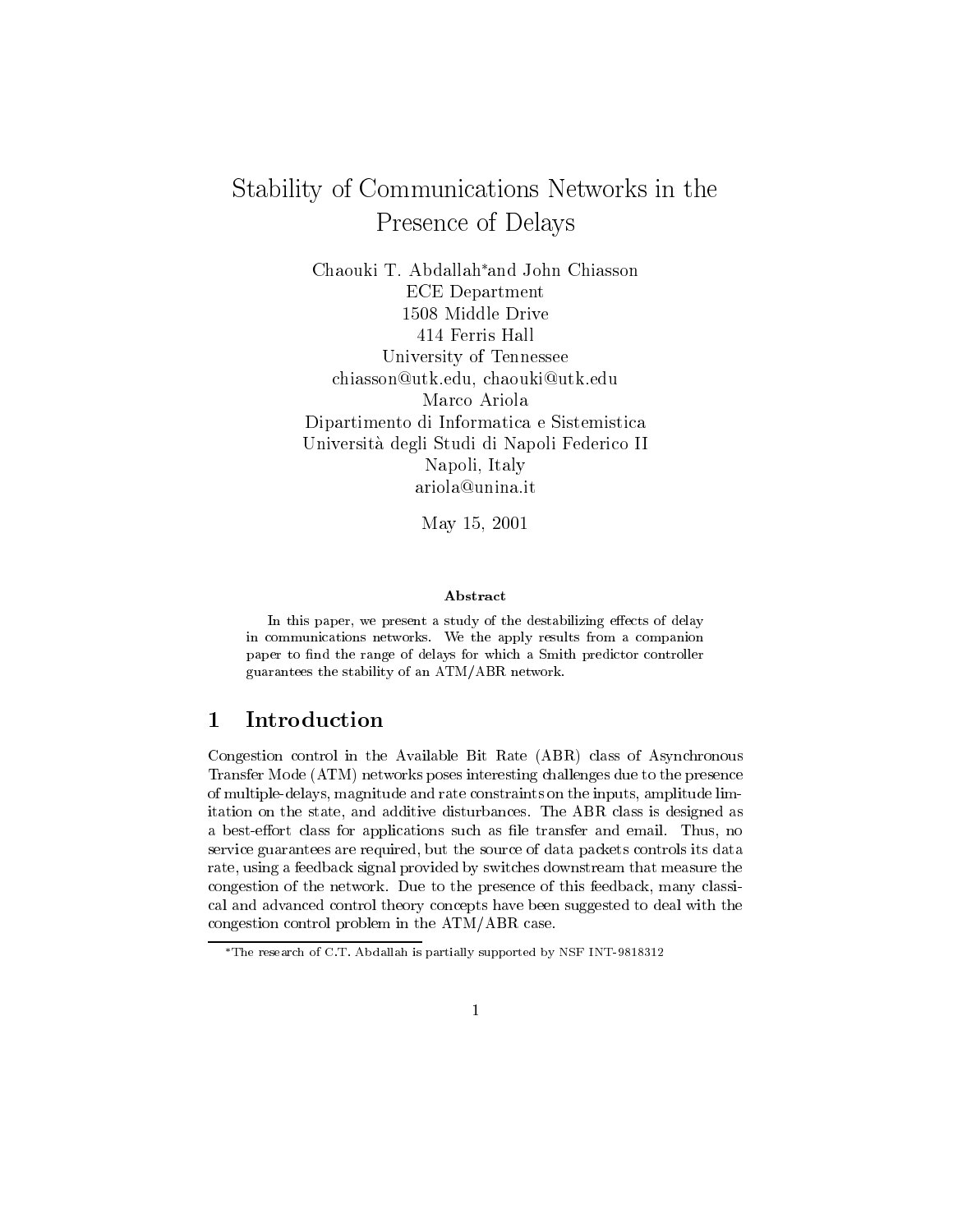# Stability of Communications Networks in the Presence of Delays

Chaouki T. Abdallah* and John Chiasson
ECE Department
1508 Middle Drive
414 Ferris Hall
University of Tennessee
chiasson@utk.edu, chaouki@utk.edu

Marco Ariola
Dipartimento di Informatica e Sistemistica
Università degli Studi di Napoli Federico II
Napoli, Italy
ariola@unina.it

May 15, 2001

**Abstract**

In this paper, we present a study of the destabilizing effects of delay in communications networks. We the apply results from a companion paper to find the range of delays for which a Smith predictor controller guarantees the stability of an ATM/ABR network.

## 1 Introduction

Congestion control in the Available Bit Rate (ABR) class of Asynchronous Transfer Mode (ATM) networks poses interesting challenges due to the presence of multiple-delays, magnitude and rate constraints on the inputs, amplitude limitation on the state, and additive disturbances. The ABR class is designed as a best-effort class for applications such as file transfer and email. Thus, no service guarantees are required, but the source of data packets controls its data rate, using a feedback signal provided by switches downstream that measure the congestion of the network. Due to the presence of this feedback, many classical and advanced control theory concepts have been suggested to deal with the congestion control problem in the ATM/ABR case.

*The research of C.T. Abdallah is partially supported by NSF INT-9818312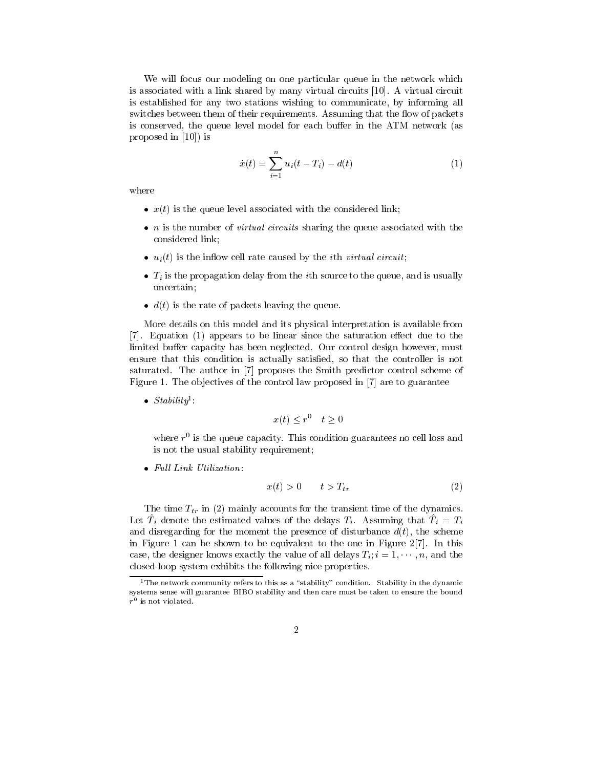We will focus our modeling on one particular queue in the network which is associated with a link shared by many virtual circuits [10]. A virtual circuit is established for any two stations wishing to communicate, by informing all switches between them of their requirements. Assuming that the flow of packets is conserved, the queue level model for each buffer in the ATM network (as proposed in [10]) is

$$\dot{x}(t) = \sum_{i=1}^{n} u_i(t - T_i) - d(t) \tag{1}$$

where

- $x(t)$ is the queue level associated with the considered link;
- $n$ is the number of *virtual circuits* sharing the queue associated with the considered link;
- $u_i(t)$ is the inflow cell rate caused by the $i$th *virtual circuit*;
- $T_i$ is the propagation delay from the $i$th source to the queue, and is usually uncertain;
- $d(t)$ is the rate of packets leaving the queue.

More details on this model and its physical interpretation is available from [7]. Equation (1) appears to be linear since the saturation effect due to the limited buffer capacity has been neglected. Our control design however, must ensure that this condition is actually satisfied, so that the controller is not saturated. The author in [7] proposes the Smith predictor control scheme of Figure 1. The objectives of the control law proposed in [7] are to guarantee

- *Stability*[1]:

$$x(t) \leq r^0 \quad t \geq 0$$

where $r^0$ is the queue capacity. This condition guarantees no cell loss and is not the usual stability requirement;

- *Full Link Utilization*:

$$x(t) > 0 \qquad t > T_{tr} \tag{2}$$

The time $T_{tr}$ in (2) mainly accounts for the transient time of the dynamics. Let $\hat{T}_i$ denote the estimated values of the delays $T_i$. Assuming that $\hat{T}_i = T_i$ and disregarding for the moment the presence of disturbance $d(t)$, the scheme in Figure 1 can be shown to be equivalent to the one in Figure 2[7]. In this case, the designer knows exactly the value of all delays $T_i; i = 1, \cdots, n$, and the closed-loop system exhibits the following nice properties.

[1] The network community refers to this as a "stability" condition. Stability in the dynamic systems sense will guarantee BIBO stability and then care must be taken to ensure the bound $r^0$ is not violated.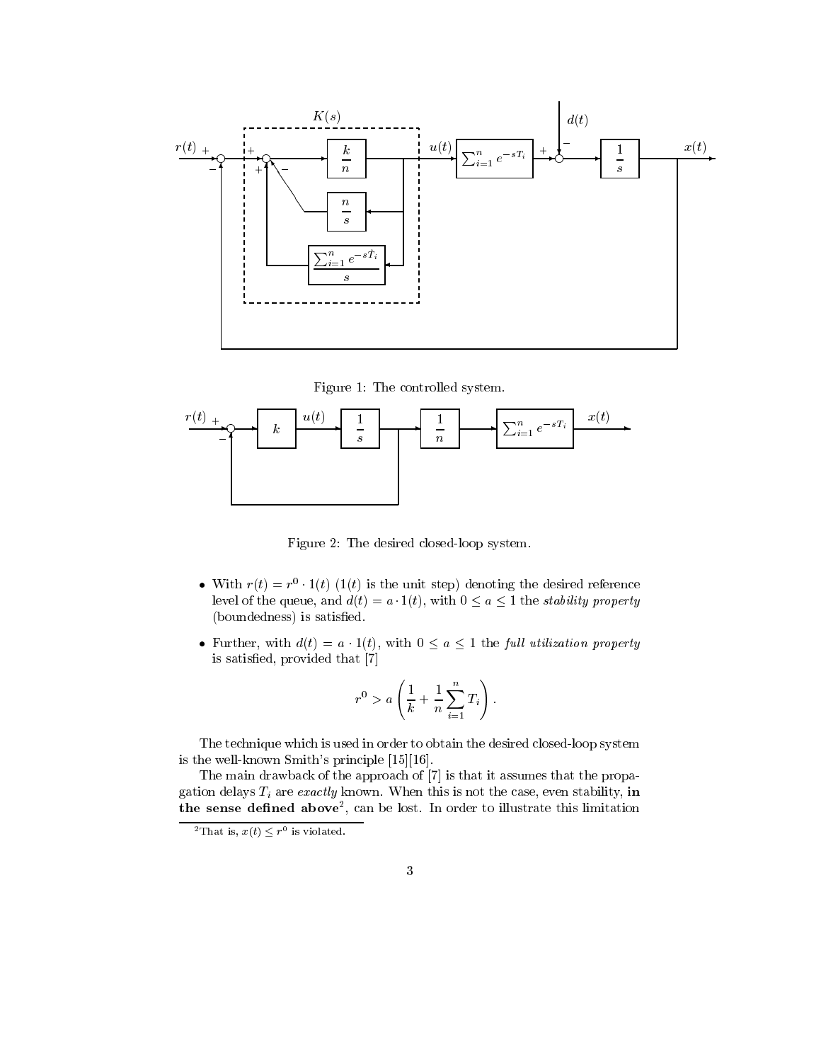Figure 1: The controlled system.

Figure 2: The desired closed-loop system.

- With $r(t) = r^0 \cdot 1(t)$ ($1(t)$ is the unit step) denoting the desired reference level of the queue, and $d(t) = a \cdot 1(t)$, with $0 \leq a \leq 1$ the *stability property* (boundedness) is satisfied.
- Further, with $d(t) = a \cdot 1(t)$, with $0 \leq a \leq 1$ the *full utilization property* is satisfied, provided that [7]

$$r^0 > a \left( \frac{1}{k} + \frac{1}{n} \sum_{i=1}^{n} T_i \right).$$

The technique which is used in order to obtain the desired closed-loop system is the well-known Smith's principle [15][16].

The main drawback of the approach of [7] is that it assumes that the propagation delays $T_i$ are *exactly* known. When this is not the case, even stability, **in the sense defined above**[2], can be lost. In order to illustrate this limitation

[2] That is, $x(t) \leq r^0$ is violated.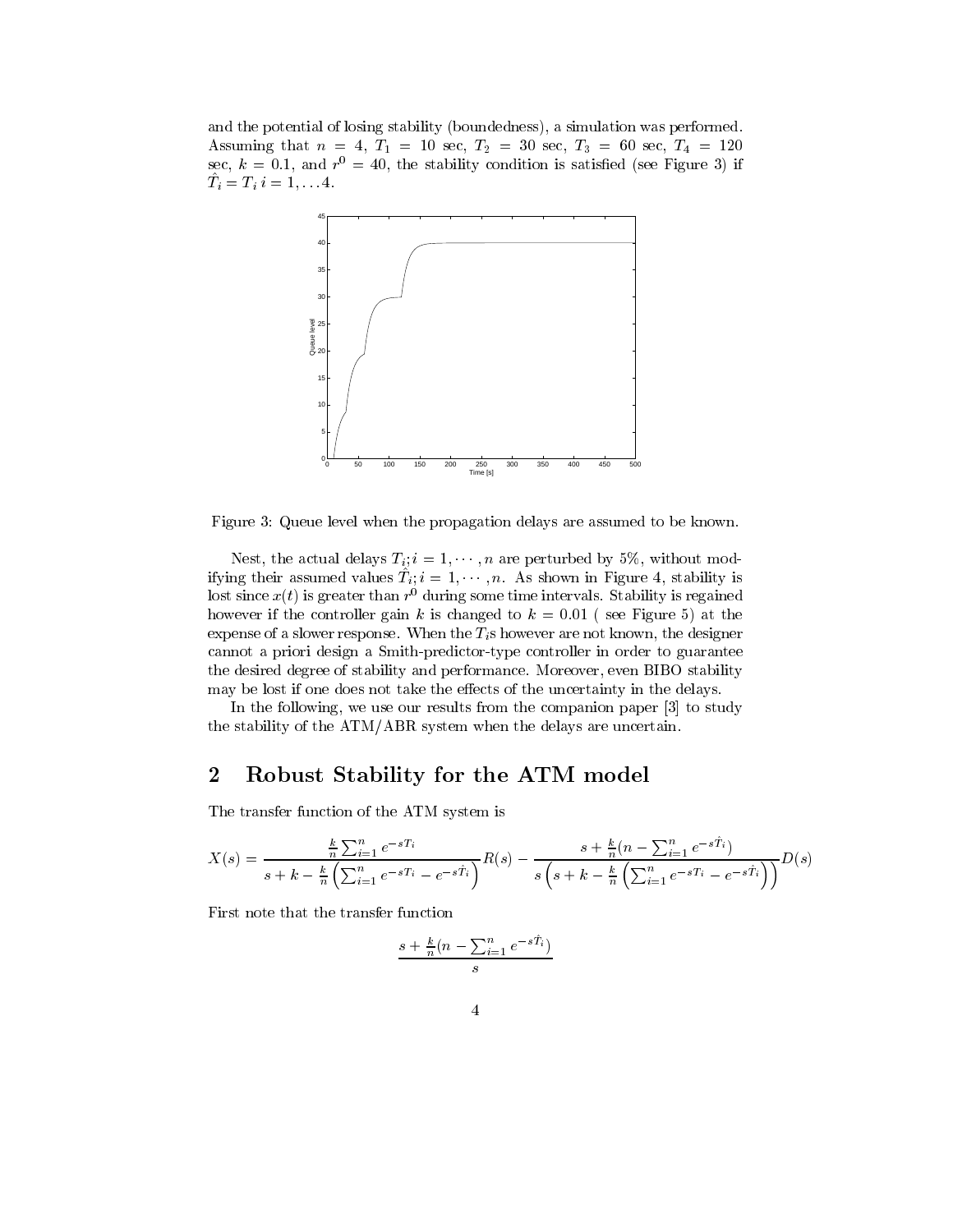and the potential of losing stability (boundedness), a simulation was performed. Assuming that $n = 4$, $T_1 = 10$ sec, $T_2 = 30$ sec, $T_3 = 60$ sec, $T_4 = 120$ sec, $k = 0.1$, and $r^0 = 40$, the stability condition is satisfied (see Figure 3) if $\hat{T}_i = T_i \; i = 1, \ldots 4$.

Figure 3: Queue level when the propagation delays are assumed to be known.

Nest, the actual delays $T_i; i = 1, \cdots, n$ are perturbed by 5%, without modifying their assumed values $\hat{T}_i; i = 1, \cdots, n$. As shown in Figure 4, stability is lost since $x(t)$ is greater than $r^0$ during some time intervals. Stability is regained however if the controller gain $k$ is changed to $k = 0.01$ ( see Figure 5) at the expense of a slower response. When the $T_i$s however are not known, the designer cannot a priori design a Smith-predictor-type controller in order to guarantee the desired degree of stability and performance. Moreover, even BIBO stability may be lost if one does not take the effects of the uncertainty in the delays.

In the following, we use our results from the companion paper [3] to study the stability of the ATM/ABR system when the delays are uncertain.

## 2 Robust Stability for the ATM model

The transfer function of the ATM system is

$$X(s) = \frac{\frac{k}{n}\sum_{i=1}^{n} e^{-sT_i}}{s + k - \frac{k}{n}\left(\sum_{i=1}^{n} e^{-sT_i} - e^{-s\hat{T}_i}\right)} R(s) - \frac{s + \frac{k}{n}(n - \sum_{i=1}^{n} e^{-s\hat{T}_i})}{s\left(s + k - \frac{k}{n}\left(\sum_{i=1}^{n} e^{-sT_i} - e^{-s\hat{T}_i}\right)\right)} D(s)$$

First note that the transfer function

$$\frac{s + \frac{k}{n}(n - \sum_{i=1}^{n} e^{-s\hat{T}_i})}{s}$$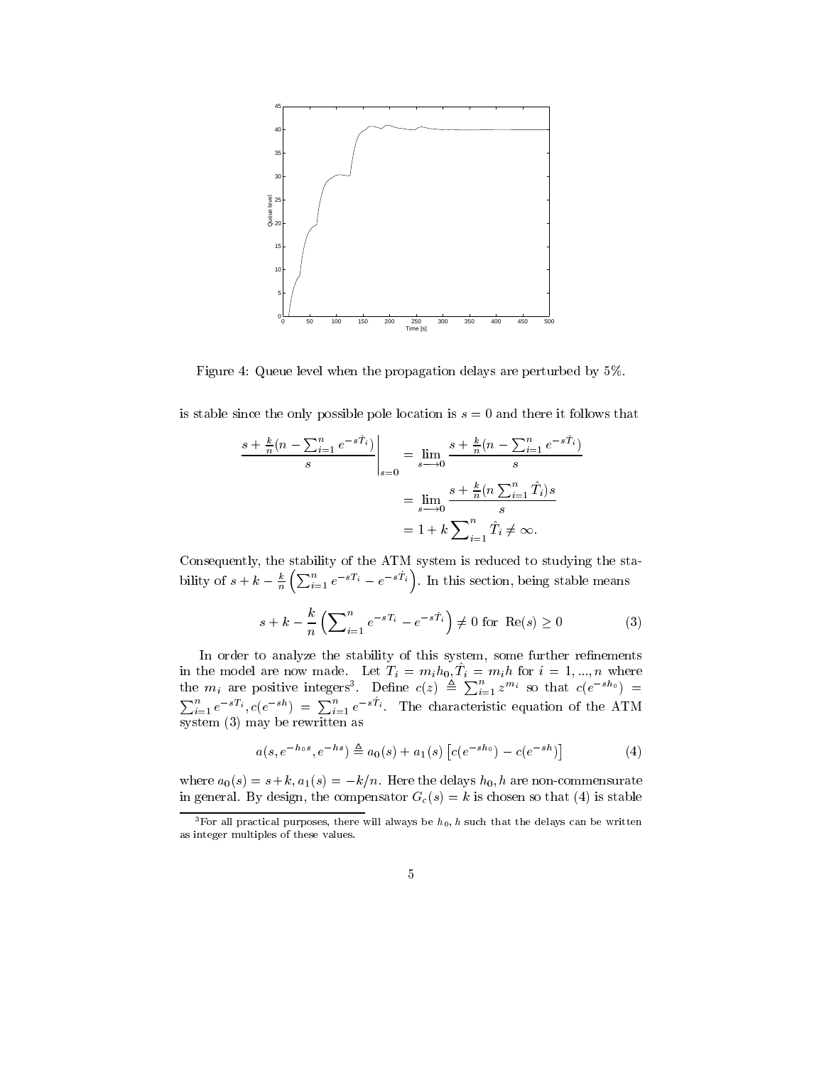Figure 4: Queue level when the propagation delays are perturbed by 5%.

is stable since the only possible pole location is $s = 0$ and there it follows that

$$
\left.\frac{s + \frac{k}{n}(n - \sum_{i=1}^{n} e^{-s\hat{T}_i})}{s}\right|_{s=0} = \lim_{s \longrightarrow 0} \frac{s + \frac{k}{n}(n - \sum_{i=1}^{n} e^{-s\hat{T}_i})}{s}
$$

$$
= \lim_{s \longrightarrow 0} \frac{s + \frac{k}{n}(n \sum_{i=1}^{n} \hat{T}_i)s}{s}
$$

$$
= 1 + k \sum_{i=1}^{n} \hat{T}_i \neq \infty.
$$

Consequently, the stability of the ATM system is reduced to studying the stability of $s + k - \frac{k}{n}\left(\sum_{i=1}^{n} e^{-sT_i} - e^{-s\hat{T}_i}\right)$. In this section, being stable means

$$
s + k - \frac{k}{n}\left(\sum_{i=1}^{n} e^{-sT_i} - e^{-s\hat{T}_i}\right) \neq 0 \text{ for } \operatorname{Re}(s) \geq 0 \tag{3}
$$

In order to analyze the stability of this system, some further refinements in the model are now made. Let $T_i = m_i h_0, \hat{T}_i = m_i h$ for $i = 1, ..., n$ where the $m_i$ are positive integers[3]. Define $c(z) \triangleq \sum_{i=1}^{n} z^{m_i}$ so that $c(e^{-sh_0}) = \sum_{i=1}^{n} e^{-sT_i}, c(e^{-sh}) = \sum_{i=1}^{n} e^{-s\hat{T}_i}$. The characteristic equation of the ATM system (3) may be rewritten as

$$
a(s, e^{-h_0 s}, e^{-hs}) \triangleq a_0(s) + a_1(s)\left[c(e^{-sh_0}) - c(e^{-sh})\right] \tag{4}
$$

where $a_0(s) = s + k, a_1(s) = -k/n$. Here the delays $h_0, h$ are non-commensurate in general. By design, the compensator $G_c(s) = k$ is chosen so that (4) is stable

[3] For all practical purposes, there will always be $h_0, h$ such that the delays can be written as integer multiples of these values.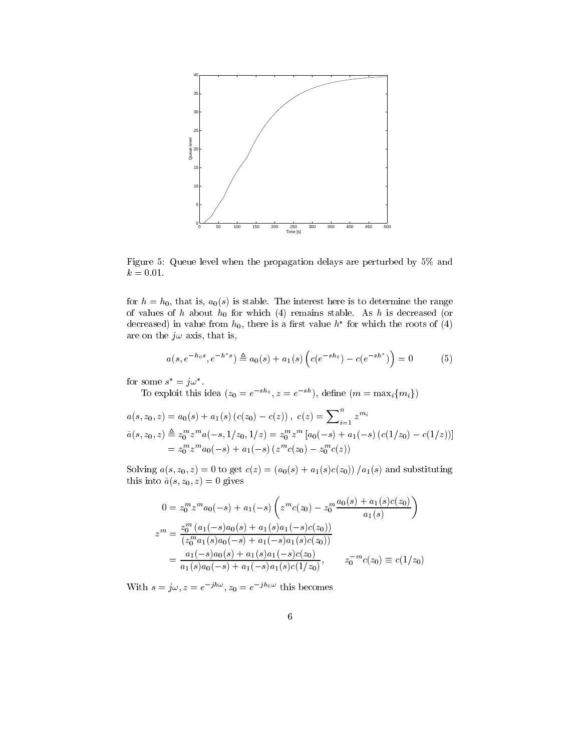Figure 5: Queue level when the propagation delays are perturbed by 5% and $k = 0.01$.

for $h = h_0$, that is, $a_0(s)$ is stable. The interest here is to determine the range of values of $h$ about $h_0$ for which (4) remains stable. As $h$ is decreased (or decreased) in value from $h_0$, there is a first value $h^*$ for which the roots of (4) are on the $j\omega$ axis, that is,

$$a(s, e^{-h_0 s}, e^{-h^* s}) \triangleq a_0(s) + a_1(s)\left(c(e^{-sh_0}) - c(e^{-sh^*})\right) = 0 \qquad (5)$$

for some $s^* = j\omega^*$.

To exploit this idea ($z_0 = e^{-sh_0}, z = e^{-sh}$), define ($m = \max_i\{m_i\}$)

$$\begin{aligned}
a(s, z_0, z) &= a_0(s) + a_1(s)\left(c(z_0) - c(z)\right),\ c(z) = \sum\nolimits_{i=1}^{n} z^{m_i} \\
\bar{a}(s, z_0, z) &\triangleq z_0^m z^m a(-s, 1/z_0, 1/z) = z_0^m z^m \left[a_0(-s) + a_1(-s)\left(c(1/z_0) - c(1/z)\right)\right] \\
&= z_0^m z^m a_0(-s) + a_1(-s)\left(z^m c(z_0) - z_0^m c(z)\right)
\end{aligned}$$

Solving $a(s, z_0, z) = 0$ to get $c(z) = \left(a_0(s) + a_1(s)c(z_0)\right)/a_1(s)$ and substituting this into $\bar{a}(s, z_0, z) = 0$ gives

$$\begin{aligned}
0 &= z_0^m z^m a_0(-s) + a_1(-s)\left(z^m c(z_0) - z_0^m \frac{a_0(s) + a_1(s)c(z_0)}{a_1(s)}\right) \\
z^m &= \frac{z_0^m\left(a_1(-s)a_0(s) + a_1(s)a_1(-s)c(z_0)\right)}{\left(z_0^m a_1(s)a_0(-s) + a_1(-s)a_1(s)c(z_0)\right)} \\
&= \frac{a_1(-s)a_0(s) + a_1(s)a_1(-s)c(z_0)}{a_1(s)a_0(-s) + a_1(-s)a_1(s)c(1/z_0)}, \qquad z_0^{-m}c(z_0) \equiv c(1/z_0)
\end{aligned}$$

With $s = j\omega, z = e^{-jh\omega}, z_0 = e^{-jh_0\omega}$ this becomes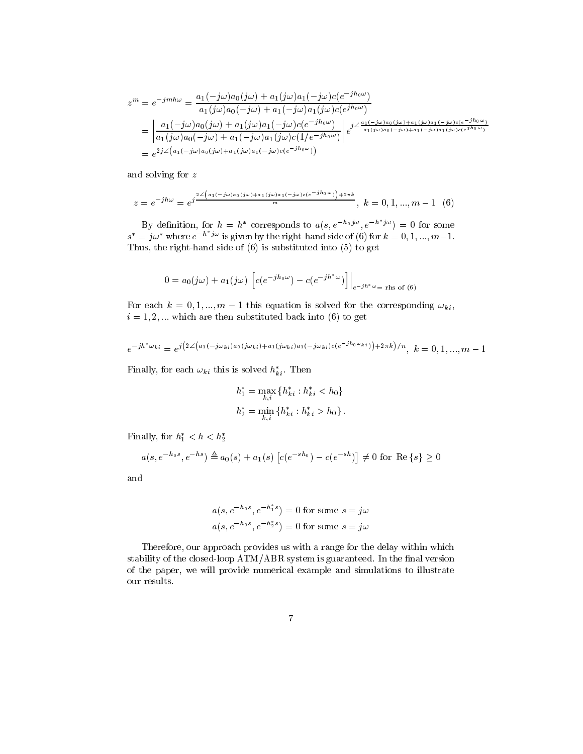$$
\begin{aligned}
z^m = e^{-jmh\omega} &= \frac{a_1(-j\omega)a_0(j\omega) + a_1(j\omega)a_1(-j\omega)c(e^{-jh_0\omega})}{a_1(j\omega)a_0(-j\omega) + a_1(-j\omega)a_1(j\omega)c(e^{jh_0\omega})} \\
&= \left| \frac{a_1(-j\omega)a_0(j\omega) + a_1(j\omega)a_1(-j\omega)c(e^{-jh_0\omega})}{a_1(j\omega)a_0(-j\omega) + a_1(-j\omega)a_1(j\omega)c(1/e^{-jh_0\omega})} \right| e^{j\angle \frac{a_1(-j\omega)a_0(j\omega)+a_1(j\omega)a_1(-j\omega)c(e^{-jh_0\omega})}{a_1(j\omega)a_0(-j\omega)+a_1(-j\omega)a_1(j\omega)c(e^{jh_0\omega})}} \\
&= e^{2j\angle\left(a_1(-j\omega)a_0(j\omega)+a_1(j\omega)a_1(-j\omega)c(e^{-jh_0\omega})\right)}
\end{aligned}
$$

and solving for $z$

$$
z = e^{-jh\omega} = e^{j\frac{2\angle\left(a_1(-j\omega)a_0(j\omega)+a_1(j\omega)a_1(-j\omega)c(e^{-jh_0\omega})\right)+2\pi k}{m}}, \ k = 0, 1, ..., m-1 \quad (6)
$$

By definition, for $h = h^*$ corresponds to $a(s, e^{-h_0 j\omega}, e^{-h^* j\omega}) = 0$ for some $s^* = j\omega^*$ where $e^{-h^* j\omega}$ is given by the right-hand side of (6) for $k = 0, 1, ..., m-1$. Thus, the right-hand side of (6) is substituted into (5) to get

$$
0 = a_0(j\omega) + a_1(j\omega)\left[c(e^{-jh_0\omega}) - c(e^{-jh^*\omega})\right]\Big|_{e^{-jh^*\omega} = \text{ rhs of (6)}}
$$

For each $k = 0, 1, ..., m-1$ this equation is solved for the corresponding $\omega_{ki}$, $i = 1, 2, ...$ which are then substituted back into (6) to get

$$
e^{-jh^*\omega_{ki}} = e^{j\left(2\angle\left(a_1(-j\omega_{ki})a_0(j\omega_{ki})+a_1(j\omega_{ki})a_1(-j\omega_{ki})c(e^{-jh_0\omega_{ki}})\right)+2\pi k\right)/n}, \ k = 0, 1, ..., m-1
$$

Finally, for each $\omega_{ki}$ this is solved $h^*_{ki}$. Then

$$
\begin{aligned}
h_1^* &= \max_{k,i}\{h^*_{ki} : h^*_{ki} < h_0\} \\
h_2^* &= \min_{k,i}\{h^*_{ki} : h^*_{ki} > h_0\}.
\end{aligned}
$$

Finally, for $h_1^* < h < h_2^*$

$$
a(s, e^{-h_0 s}, e^{-hs}) \triangleq a_0(s) + a_1(s)\left[c(e^{-sh_0}) - c(e^{-sh})\right] \neq 0 \text{ for } \operatorname{Re}\{s\} \geq 0
$$

and

$$
\begin{aligned}
a(s, e^{-h_0 s}, e^{-h_1^* s}) &= 0 \text{ for some } s = j\omega \\
a(s, e^{-h_0 s}, e^{-h_2^* s}) &= 0 \text{ for some } s = j\omega
\end{aligned}
$$

Therefore, our approach provides us with a range for the delay within which stability of the closed-loop ATM/ABR system is guaranteed. In the final version of the paper, we will provide numerical example and simulations to illustrate our results.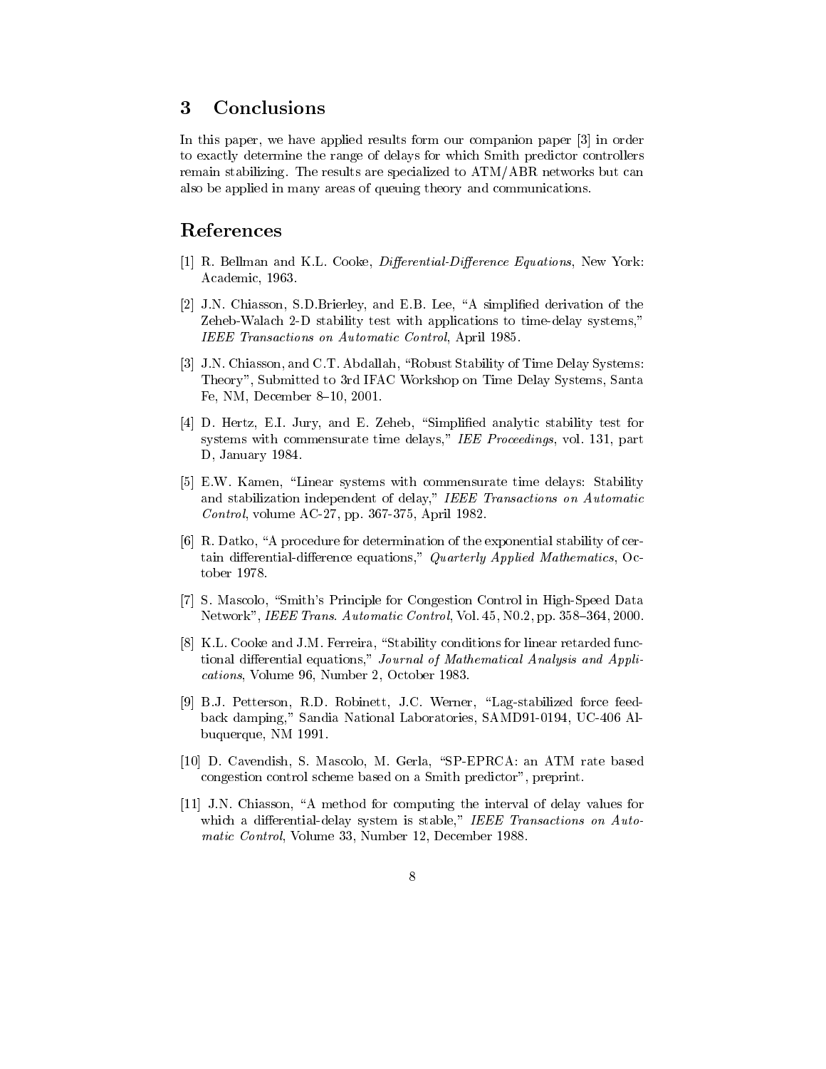## 3 Conclusions

In this paper, we have applied results form our companion paper [3] in order to exactly determine the range of delays for which Smith predictor controllers remain stabilizing. The results are specialized to ATM/ABR networks but can also be applied in many areas of queuing theory and communications.

## References

[1] R. Bellman and K.L. Cooke, *Differential-Difference Equations*, New York: Academic, 1963.

[2] J.N. Chiasson, S.D.Brierley, and E.B. Lee, "A simplified derivation of the Zeheb-Walach 2-D stability test with applications to time-delay systems," *IEEE Transactions on Automatic Control*, April 1985.

[3] J.N. Chiasson, and C.T. Abdallah, "Robust Stability of Time Delay Systems: Theory", Submitted to 3rd IFAC Workshop on Time Delay Systems, Santa Fe, NM, December 8–10, 2001.

[4] D. Hertz, E.I. Jury, and E. Zeheb, "Simplified analytic stability test for systems with commensurate time delays," *IEE Proceedings*, vol. 131, part D, January 1984.

[5] E.W. Kamen, "Linear systems with commensurate time delays: Stability and stabilization independent of delay," *IEEE Transactions on Automatic Control*, volume AC-27, pp. 367-375, April 1982.

[6] R. Datko, "A procedure for determination of the exponential stability of certain differential-difference equations," *Quarterly Applied Mathematics*, October 1978.

[7] S. Mascolo, "Smith's Principle for Congestion Control in High-Speed Data Network", *IEEE Trans. Automatic Control*, Vol. 45, N0.2, pp. 358–364, 2000.

[8] K.L. Cooke and J.M. Ferreira, "Stability conditions for linear retarded functional differential equations," *Journal of Mathematical Analysis and Applications*, Volume 96, Number 2, October 1983.

[9] B.J. Petterson, R.D. Robinett, J.C. Werner, "Lag-stabilized force feedback damping," Sandia National Laboratories, SAMD91-0194, UC-406 Albuquerque, NM 1991.

[10] D. Cavendish, S. Mascolo, M. Gerla, "SP-EPRCA: an ATM rate based congestion control scheme based on a Smith predictor", preprint.

[11] J.N. Chiasson, "A method for computing the interval of delay values for which a differential-delay system is stable," *IEEE Transactions on Automatic Control*, Volume 33, Number 12, December 1988.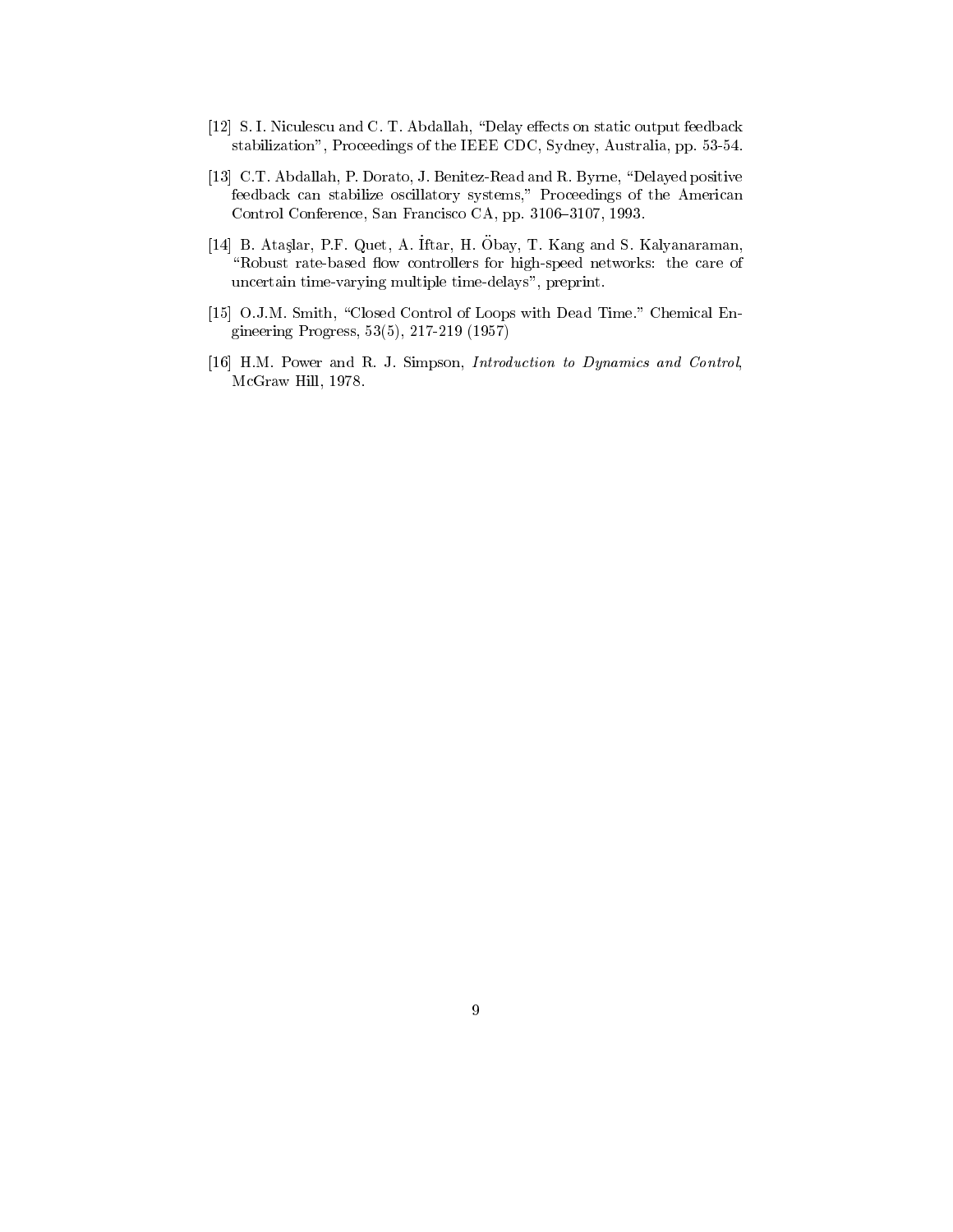[12] S. I. Niculescu and C. T. Abdallah, "Delay effects on static output feedback stabilization", Proceedings of the IEEE CDC, Sydney, Australia, pp. 53-54.

[13] C.T. Abdallah, P. Dorato, J. Benitez-Read and R. Byrne, "Delayed positive feedback can stabilize oscillatory systems," Proceedings of the American Control Conference, San Francisco CA, pp. 3106–3107, 1993.

[14] B. Ataşlar, P.F. Quet, A. İftar, H. Öbay, T. Kang and S. Kalyanaraman, "Robust rate-based flow controllers for high-speed networks: the care of uncertain time-varying multiple time-delays", preprint.

[15] O.J.M. Smith, "Closed Control of Loops with Dead Time." Chemical Engineering Progress, 53(5), 217-219 (1957)

[16] H.M. Power and R. J. Simpson, *Introduction to Dynamics and Control*, McGraw Hill, 1978.